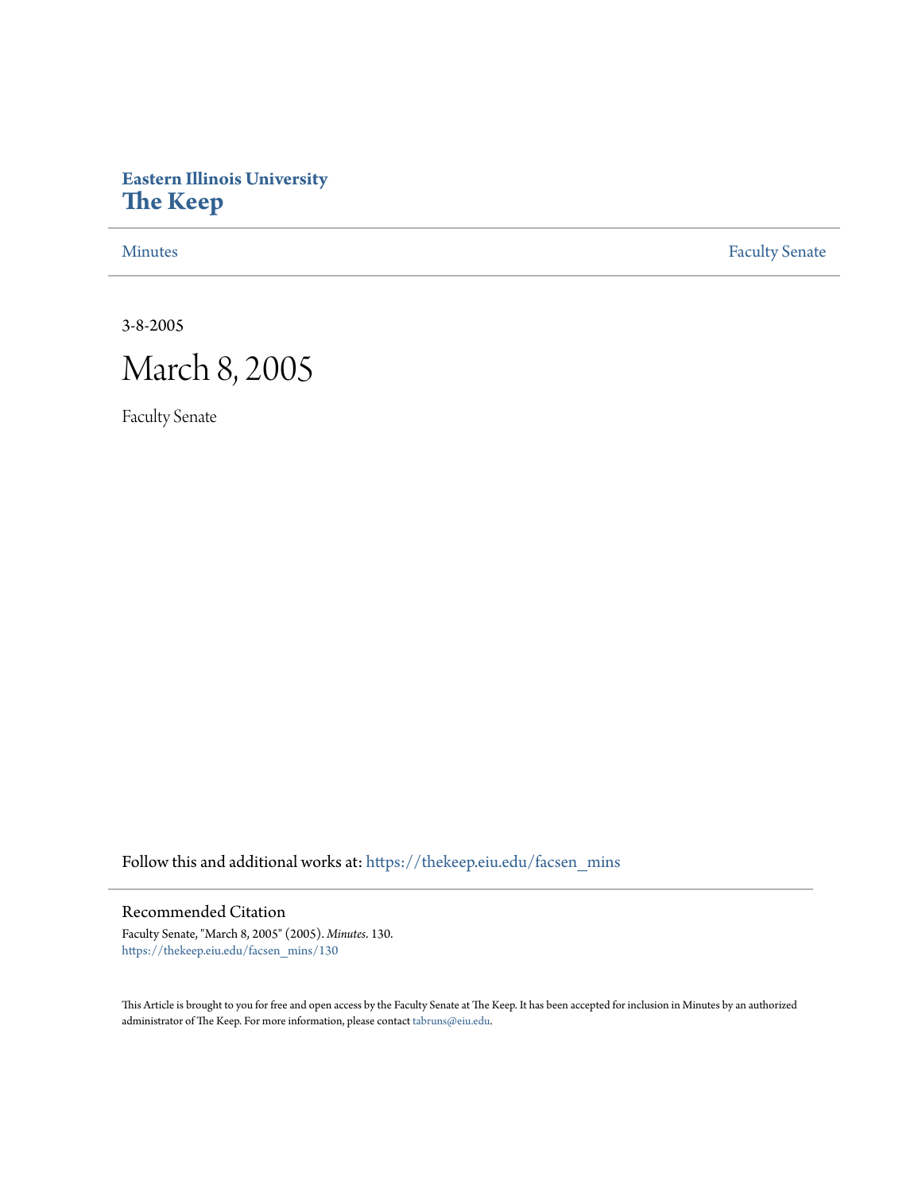# Eastern Illinois University
# The Keep

Minutes | Faculty Senate

3-8-2005

# March 8, 2005

Faculty Senate

Follow this and additional works at: https://thekeep.eiu.edu/facsen_mins

## Recommended Citation

Faculty Senate, "March 8, 2005" (2005). *Minutes*. 130.
https://thekeep.eiu.edu/facsen_mins/130

This Article is brought to you for free and open access by the Faculty Senate at The Keep. It has been accepted for inclusion in Minutes by an authorized administrator of The Keep. For more information, please contact tabruns@eiu.edu.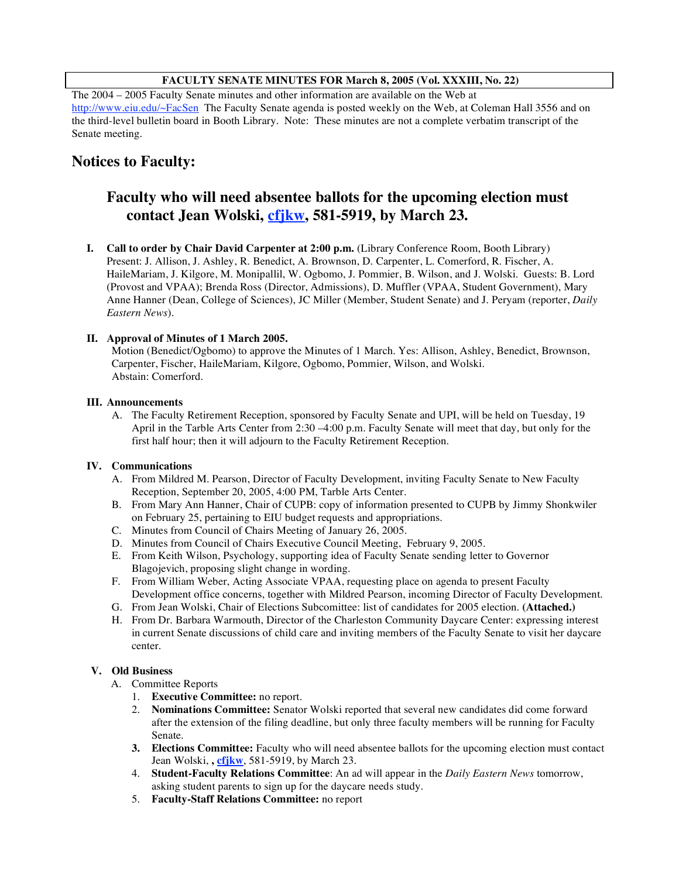**FACULTY SENATE MINUTES FOR March 8, 2005 (Vol. XXXIII, No. 22)**

The 2004 – 2005 Faculty Senate minutes and other information are available on the Web at http://www.eiu.edu/~FacSen The Faculty Senate agenda is posted weekly on the Web, at Coleman Hall 3556 and on the third-level bulletin board in Booth Library. Note: These minutes are not a complete verbatim transcript of the Senate meeting.

## Notices to Faculty:

### Faculty who will need absentee ballots for the upcoming election must contact Jean Wolski, cfjkw, 581-5919, by March 23.

**I. Call to order by Chair David Carpenter at 2:00 p.m.** (Library Conference Room, Booth Library) Present: J. Allison, J. Ashley, R. Benedict, A. Brownson, D. Carpenter, L. Comerford, R. Fischer, A. HaileMariam, J. Kilgore, M. Monipallil, W. Ogbomo, J. Pommier, B. Wilson, and J. Wolski. Guests: B. Lord (Provost and VPAA); Brenda Ross (Director, Admissions), D. Muffler (VPAA, Student Government), Mary Anne Hanner (Dean, College of Sciences), JC Miller (Member, Student Senate) and J. Peryam (reporter, *Daily Eastern News*).

**II. Approval of Minutes of 1 March 2005.**

Motion (Benedict/Ogbomo) to approve the Minutes of 1 March. Yes: Allison, Ashley, Benedict, Brownson, Carpenter, Fischer, HaileMariam, Kilgore, Ogbomo, Pommier, Wilson, and Wolski.
Abstain: Comerford.

**III. Announcements**

A. The Faculty Retirement Reception, sponsored by Faculty Senate and UPI, will be held on Tuesday, 19 April in the Tarble Arts Center from 2:30 –4:00 p.m. Faculty Senate will meet that day, but only for the first half hour; then it will adjourn to the Faculty Retirement Reception.

**IV. Communications**

A. From Mildred M. Pearson, Director of Faculty Development, inviting Faculty Senate to New Faculty Reception, September 20, 2005, 4:00 PM, Tarble Arts Center.
B. From Mary Ann Hanner, Chair of CUPB: copy of information presented to CUPB by Jimmy Shonkwiler on February 25, pertaining to EIU budget requests and appropriations.
C. Minutes from Council of Chairs Meeting of January 26, 2005.
D. Minutes from Council of Chairs Executive Council Meeting, February 9, 2005.
E. From Keith Wilson, Psychology, supporting idea of Faculty Senate sending letter to Governor Blagojevich, proposing slight change in wording.
F. From William Weber, Acting Associate VPAA, requesting place on agenda to present Faculty Development office concerns, together with Mildred Pearson, incoming Director of Faculty Development.
G. From Jean Wolski, Chair of Elections Subcomittee: list of candidates for 2005 election. **(Attached.)**
H. From Dr. Barbara Warmouth, Director of the Charleston Community Daycare Center: expressing interest in current Senate discussions of child care and inviting members of the Faculty Senate to visit her daycare center.

**V. Old Business**

A. Committee Reports
1. **Executive Committee:** no report.
2. **Nominations Committee:** Senator Wolski reported that several new candidates did come forward after the extension of the filing deadline, but only three faculty members will be running for Faculty Senate.
3. **Elections Committee:** Faculty who will need absentee ballots for the upcoming election must contact Jean Wolski, , cfjkw, 581-5919, by March 23.
4. **Student-Faculty Relations Committee**: An ad will appear in the *Daily Eastern News* tomorrow, asking student parents to sign up for the daycare needs study.
5. **Faculty-Staff Relations Committee:** no report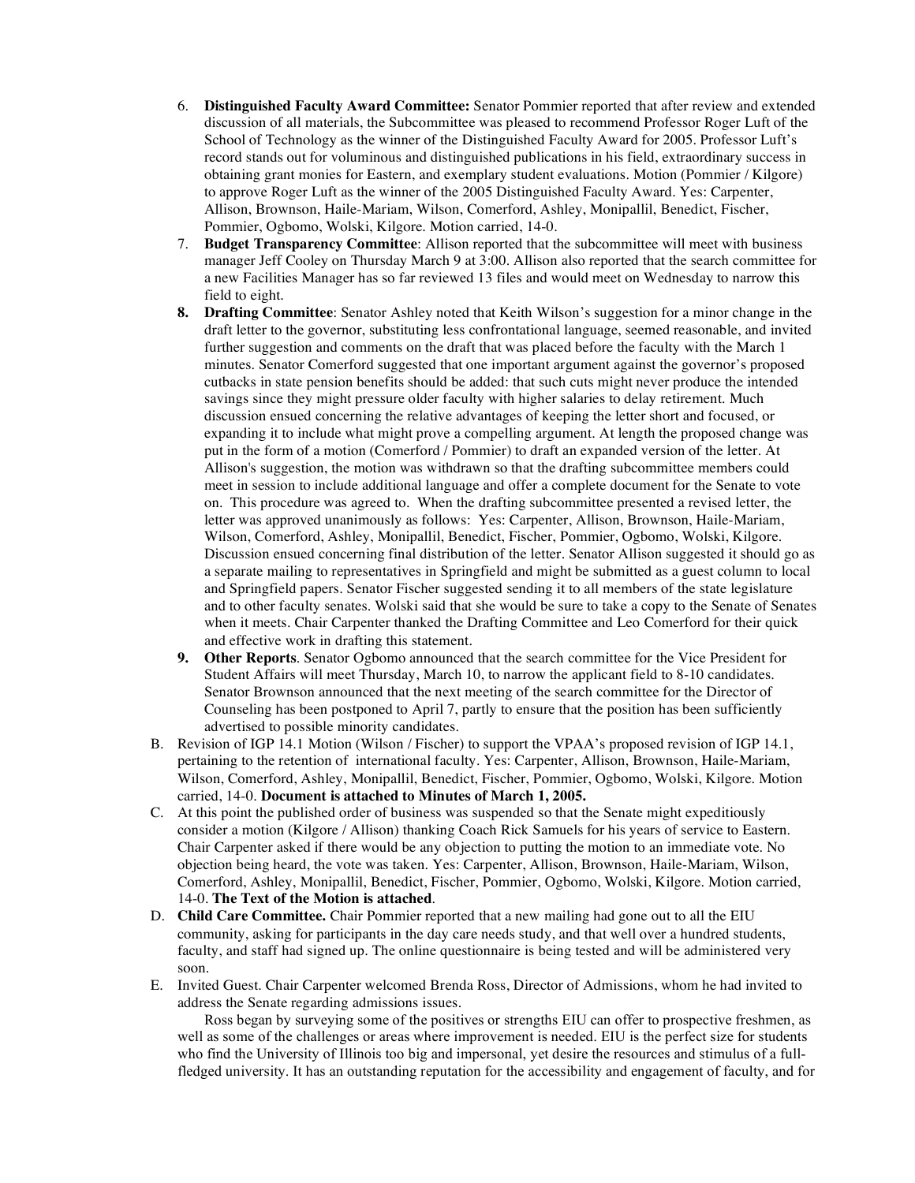6. **Distinguished Faculty Award Committee:** Senator Pommier reported that after review and extended discussion of all materials, the Subcommittee was pleased to recommend Professor Roger Luft of the School of Technology as the winner of the Distinguished Faculty Award for 2005. Professor Luft's record stands out for voluminous and distinguished publications in his field, extraordinary success in obtaining grant monies for Eastern, and exemplary student evaluations. Motion (Pommier / Kilgore) to approve Roger Luft as the winner of the 2005 Distinguished Faculty Award. Yes: Carpenter, Allison, Brownson, Haile-Mariam, Wilson, Comerford, Ashley, Monipallil, Benedict, Fischer, Pommier, Ogbomo, Wolski, Kilgore. Motion carried, 14-0.
7. **Budget Transparency Committee**: Allison reported that the subcommittee will meet with business manager Jeff Cooley on Thursday March 9 at 3:00. Allison also reported that the search committee for a new Facilities Manager has so far reviewed 13 files and would meet on Wednesday to narrow this field to eight.
8. **Drafting Committee**: Senator Ashley noted that Keith Wilson's suggestion for a minor change in the draft letter to the governor, substituting less confrontational language, seemed reasonable, and invited further suggestion and comments on the draft that was placed before the faculty with the March 1 minutes. Senator Comerford suggested that one important argument against the governor's proposed cutbacks in state pension benefits should be added: that such cuts might never produce the intended savings since they might pressure older faculty with higher salaries to delay retirement. Much discussion ensued concerning the relative advantages of keeping the letter short and focused, or expanding it to include what might prove a compelling argument. At length the proposed change was put in the form of a motion (Comerford / Pommier) to draft an expanded version of the letter. At Allison's suggestion, the motion was withdrawn so that the drafting subcommittee members could meet in session to include additional language and offer a complete document for the Senate to vote on. This procedure was agreed to. When the drafting subcommittee presented a revised letter, the letter was approved unanimously as follows: Yes: Carpenter, Allison, Brownson, Haile-Mariam, Wilson, Comerford, Ashley, Monipallil, Benedict, Fischer, Pommier, Ogbomo, Wolski, Kilgore. Discussion ensued concerning final distribution of the letter. Senator Allison suggested it should go as a separate mailing to representatives in Springfield and might be submitted as a guest column to local and Springfield papers. Senator Fischer suggested sending it to all members of the state legislature and to other faculty senates. Wolski said that she would be sure to take a copy to the Senate of Senates when it meets. Chair Carpenter thanked the Drafting Committee and Leo Comerford for their quick and effective work in drafting this statement.
9. **Other Reports**. Senator Ogbomo announced that the search committee for the Vice President for Student Affairs will meet Thursday, March 10, to narrow the applicant field to 8-10 candidates. Senator Brownson announced that the next meeting of the search committee for the Director of Counseling has been postponed to April 7, partly to ensure that the position has been sufficiently advertised to possible minority candidates.

B. Revision of IGP 14.1 Motion (Wilson / Fischer) to support the VPAA's proposed revision of IGP 14.1, pertaining to the retention of international faculty. Yes: Carpenter, Allison, Brownson, Haile-Mariam, Wilson, Comerford, Ashley, Monipallil, Benedict, Fischer, Pommier, Ogbomo, Wolski, Kilgore. Motion carried, 14-0. **Document is attached to Minutes of March 1, 2005.**

C. At this point the published order of business was suspended so that the Senate might expeditiously consider a motion (Kilgore / Allison) thanking Coach Rick Samuels for his years of service to Eastern. Chair Carpenter asked if there would be any objection to putting the motion to an immediate vote. No objection being heard, the vote was taken. Yes: Carpenter, Allison, Brownson, Haile-Mariam, Wilson, Comerford, Ashley, Monipallil, Benedict, Fischer, Pommier, Ogbomo, Wolski, Kilgore. Motion carried, 14-0. **The Text of the Motion is attached**.

D. **Child Care Committee.** Chair Pommier reported that a new mailing had gone out to all the EIU community, asking for participants in the day care needs study, and that well over a hundred students, faculty, and staff had signed up. The online questionnaire is being tested and will be administered very soon.

E. Invited Guest. Chair Carpenter welcomed Brenda Ross, Director of Admissions, whom he had invited to address the Senate regarding admissions issues.

Ross began by surveying some of the positives or strengths EIU can offer to prospective freshmen, as well as some of the challenges or areas where improvement is needed. EIU is the perfect size for students who find the University of Illinois too big and impersonal, yet desire the resources and stimulus of a full-fledged university. It has an outstanding reputation for the accessibility and engagement of faculty, and for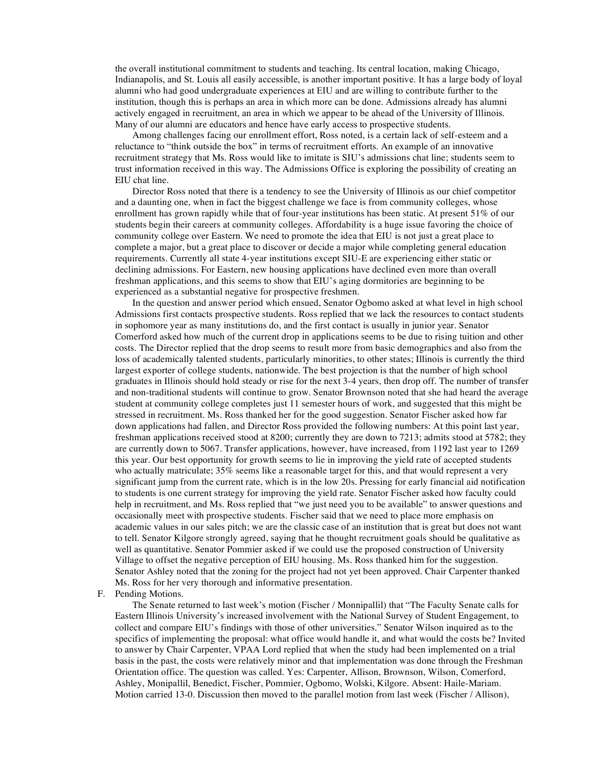the overall institutional commitment to students and teaching. Its central location, making Chicago, Indianapolis, and St. Louis all easily accessible, is another important positive. It has a large body of loyal alumni who had good undergraduate experiences at EIU and are willing to contribute further to the institution, though this is perhaps an area in which more can be done. Admissions already has alumni actively engaged in recruitment, an area in which we appear to be ahead of the University of Illinois. Many of our alumni are educators and hence have early access to prospective students.

Among challenges facing our enrollment effort, Ross noted, is a certain lack of self-esteem and a reluctance to "think outside the box" in terms of recruitment efforts. An example of an innovative recruitment strategy that Ms. Ross would like to imitate is SIU's admissions chat line; students seem to trust information received in this way. The Admissions Office is exploring the possibility of creating an EIU chat line.

Director Ross noted that there is a tendency to see the University of Illinois as our chief competitor and a daunting one, when in fact the biggest challenge we face is from community colleges, whose enrollment has grown rapidly while that of four-year institutions has been static. At present 51% of our students begin their careers at community colleges. Affordability is a huge issue favoring the choice of community college over Eastern. We need to promote the idea that EIU is not just a great place to complete a major, but a great place to discover or decide a major while completing general education requirements. Currently all state 4-year institutions except SIU-E are experiencing either static or declining admissions. For Eastern, new housing applications have declined even more than overall freshman applications, and this seems to show that EIU's aging dormitories are beginning to be experienced as a substantial negative for prospective freshmen.

In the question and answer period which ensued, Senator Ogbomo asked at what level in high school Admissions first contacts prospective students. Ross replied that we lack the resources to contact students in sophomore year as many institutions do, and the first contact is usually in junior year. Senator Comerford asked how much of the current drop in applications seems to be due to rising tuition and other costs. The Director replied that the drop seems to result more from basic demographics and also from the loss of academically talented students, particularly minorities, to other states; Illinois is currently the third largest exporter of college students, nationwide. The best projection is that the number of high school graduates in Illinois should hold steady or rise for the next 3-4 years, then drop off. The number of transfer and non-traditional students will continue to grow. Senator Brownson noted that she had heard the average student at community college completes just 11 semester hours of work, and suggested that this might be stressed in recruitment. Ms. Ross thanked her for the good suggestion. Senator Fischer asked how far down applications had fallen, and Director Ross provided the following numbers: At this point last year, freshman applications received stood at 8200; currently they are down to 7213; admits stood at 5782; they are currently down to 5067. Transfer applications, however, have increased, from 1192 last year to 1269 this year. Our best opportunity for growth seems to lie in improving the yield rate of accepted students who actually matriculate; 35% seems like a reasonable target for this, and that would represent a very significant jump from the current rate, which is in the low 20s. Pressing for early financial aid notification to students is one current strategy for improving the yield rate. Senator Fischer asked how faculty could help in recruitment, and Ms. Ross replied that "we just need you to be available" to answer questions and occasionally meet with prospective students. Fischer said that we need to place more emphasis on academic values in our sales pitch; we are the classic case of an institution that is great but does not want to tell. Senator Kilgore strongly agreed, saying that he thought recruitment goals should be qualitative as well as quantitative. Senator Pommier asked if we could use the proposed construction of University Village to offset the negative perception of EIU housing. Ms. Ross thanked him for the suggestion. Senator Ashley noted that the zoning for the project had not yet been approved. Chair Carpenter thanked Ms. Ross for her very thorough and informative presentation.

F. Pending Motions.

The Senate returned to last week's motion (Fischer / Monnipallil) that "The Faculty Senate calls for Eastern Illinois University's increased involvement with the National Survey of Student Engagement, to collect and compare EIU's findings with those of other universities." Senator Wilson inquired as to the specifics of implementing the proposal: what office would handle it, and what would the costs be? Invited to answer by Chair Carpenter, VPAA Lord replied that when the study had been implemented on a trial basis in the past, the costs were relatively minor and that implementation was done through the Freshman Orientation office. The question was called. Yes: Carpenter, Allison, Brownson, Wilson, Comerford, Ashley, Monipallil, Benedict, Fischer, Pommier, Ogbomo, Wolski, Kilgore. Absent: Haile-Mariam. Motion carried 13-0. Discussion then moved to the parallel motion from last week (Fischer / Allison),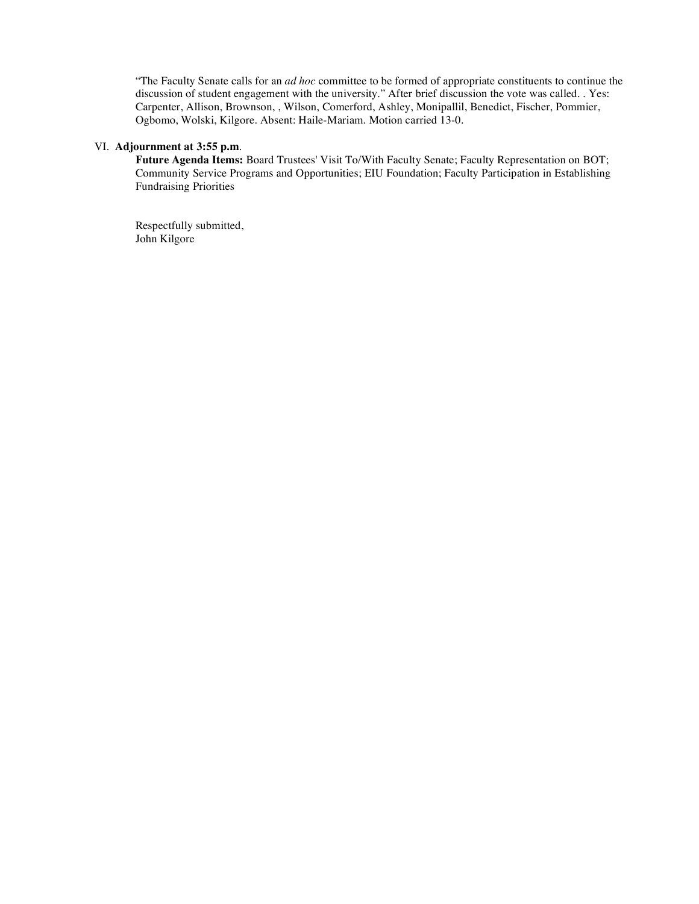"The Faculty Senate calls for an *ad hoc* committee to be formed of appropriate constituents to continue the discussion of student engagement with the university." After brief discussion the vote was called. . Yes: Carpenter, Allison, Brownson, , Wilson, Comerford, Ashley, Monipallil, Benedict, Fischer, Pommier, Ogbomo, Wolski, Kilgore. Absent: Haile-Mariam. Motion carried 13-0.

VI. **Adjournment at 3:55 p.m**.

**Future Agenda Items:** Board Trustees' Visit To/With Faculty Senate; Faculty Representation on BOT; Community Service Programs and Opportunities; EIU Foundation; Faculty Participation in Establishing Fundraising Priorities

Respectfully submitted,
John Kilgore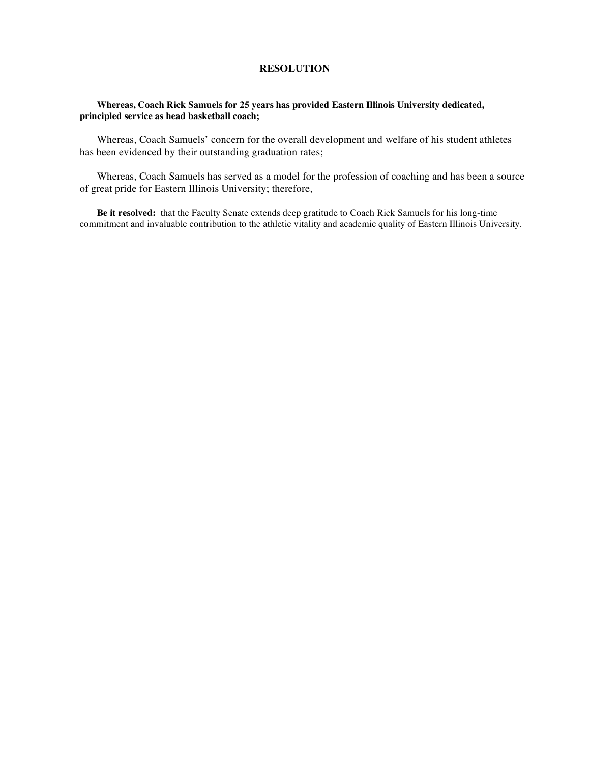# RESOLUTION

**Whereas, Coach Rick Samuels for 25 years has provided Eastern Illinois University dedicated, principled service as head basketball coach;**

Whereas, Coach Samuels' concern for the overall development and welfare of his student athletes has been evidenced by their outstanding graduation rates;

Whereas, Coach Samuels has served as a model for the profession of coaching and has been a source of great pride for Eastern Illinois University; therefore,

**Be it resolved:** that the Faculty Senate extends deep gratitude to Coach Rick Samuels for his long-time commitment and invaluable contribution to the athletic vitality and academic quality of Eastern Illinois University.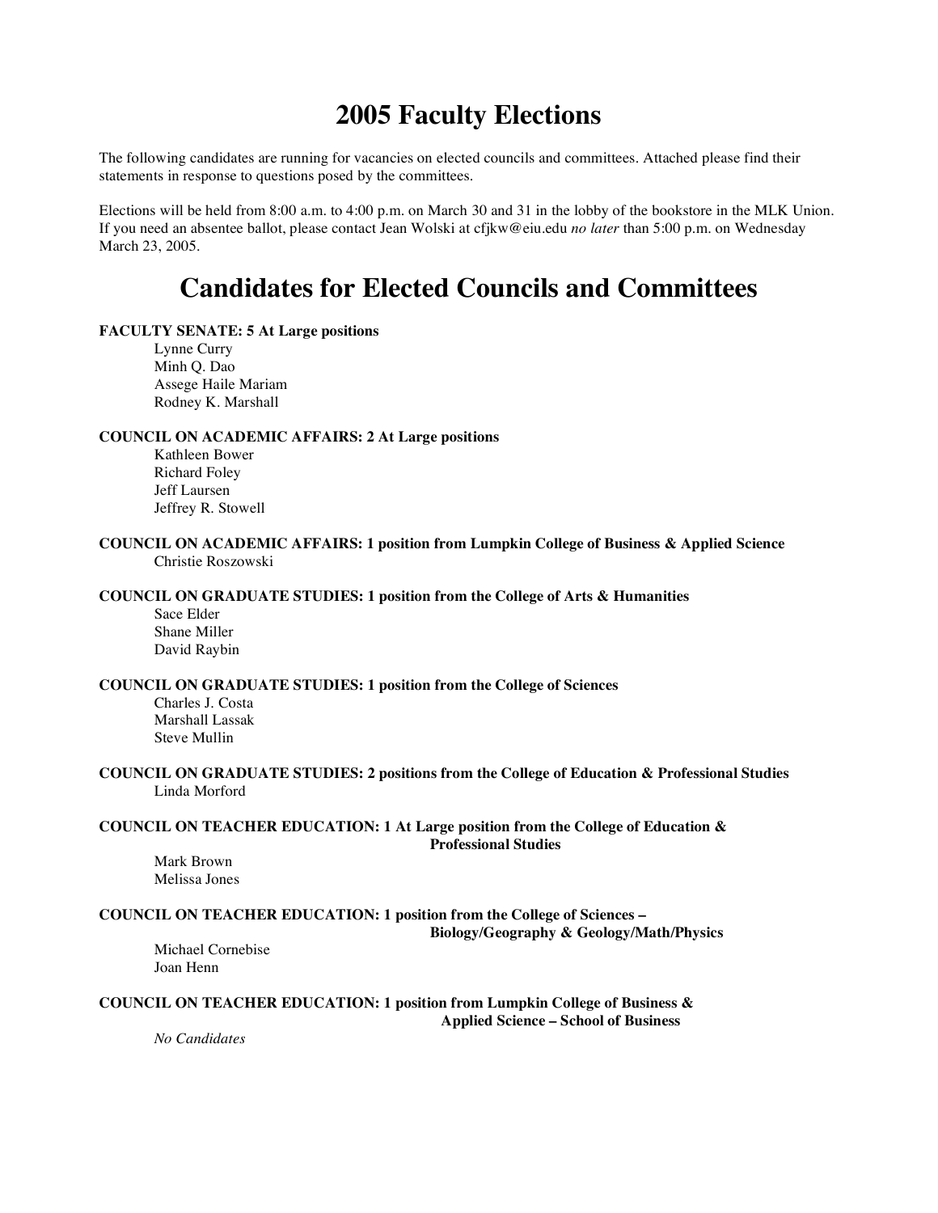# 2005 Faculty Elections

The following candidates are running for vacancies on elected councils and committees. Attached please find their statements in response to questions posed by the committees.

Elections will be held from 8:00 a.m. to 4:00 p.m. on March 30 and 31 in the lobby of the bookstore in the MLK Union. If you need an absentee ballot, please contact Jean Wolski at cfjkw@eiu.edu *no later* than 5:00 p.m. on Wednesday March 23, 2005.

# Candidates for Elected Councils and Committees

**FACULTY SENATE: 5 At Large positions**

- Lynne Curry
- Minh Q. Dao
- Assege Haile Mariam
- Rodney K. Marshall

**COUNCIL ON ACADEMIC AFFAIRS: 2 At Large positions**

- Kathleen Bower
- Richard Foley
- Jeff Laursen
- Jeffrey R. Stowell

**COUNCIL ON ACADEMIC AFFAIRS: 1 position from Lumpkin College of Business & Applied Science**

- Christie Roszowski

**COUNCIL ON GRADUATE STUDIES: 1 position from the College of Arts & Humanities**

- Sace Elder
- Shane Miller
- David Raybin

**COUNCIL ON GRADUATE STUDIES: 1 position from the College of Sciences**

- Charles J. Costa
- Marshall Lassak
- Steve Mullin

**COUNCIL ON GRADUATE STUDIES: 2 positions from the College of Education & Professional Studies**

- Linda Morford

**COUNCIL ON TEACHER EDUCATION: 1 At Large position from the College of Education & Professional Studies**

- Mark Brown
- Melissa Jones

**COUNCIL ON TEACHER EDUCATION: 1 position from the College of Sciences – Biology/Geography & Geology/Math/Physics**

- Michael Cornebise
- Joan Henn

**COUNCIL ON TEACHER EDUCATION: 1 position from Lumpkin College of Business & Applied Science – School of Business**

*No Candidates*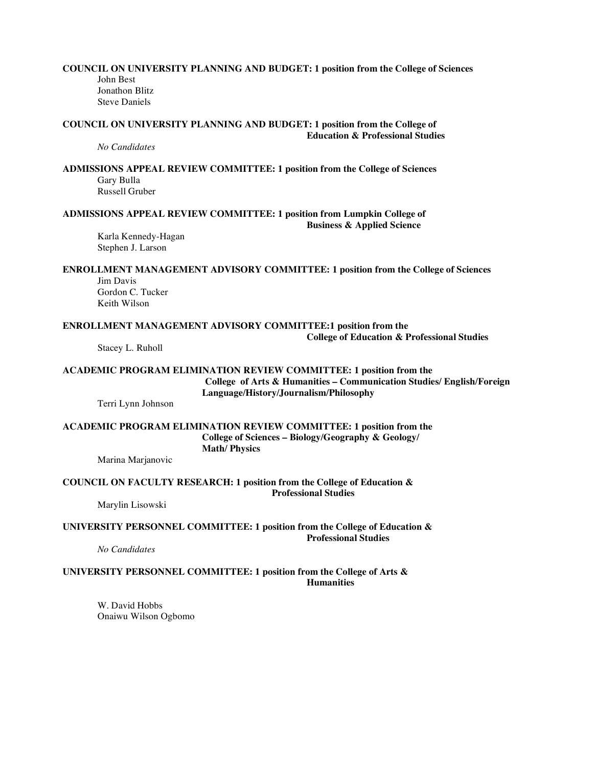**COUNCIL ON UNIVERSITY PLANNING AND BUDGET: 1 position from the College of Sciences**

John Best
Jonathon Blitz
Steve Daniels

**COUNCIL ON UNIVERSITY PLANNING AND BUDGET: 1 position from the College of Education & Professional Studies**

*No Candidates*

**ADMISSIONS APPEAL REVIEW COMMITTEE: 1 position from the College of Sciences**

Gary Bulla
Russell Gruber

**ADMISSIONS APPEAL REVIEW COMMITTEE: 1 position from Lumpkin College of Business & Applied Science**

Karla Kennedy-Hagan
Stephen J. Larson

**ENROLLMENT MANAGEMENT ADVISORY COMMITTEE: 1 position from the College of Sciences**

Jim Davis
Gordon C. Tucker
Keith Wilson

**ENROLLMENT MANAGEMENT ADVISORY COMMITTEE:1 position from the College of Education & Professional Studies**

Stacey L. Ruholl

**ACADEMIC PROGRAM ELIMINATION REVIEW COMMITTEE: 1 position from the College of Arts & Humanities – Communication Studies/ English/Foreign Language/History/Journalism/Philosophy**

Terri Lynn Johnson

**ACADEMIC PROGRAM ELIMINATION REVIEW COMMITTEE: 1 position from the College of Sciences – Biology/Geography & Geology/ Math/ Physics**

Marina Marjanovic

**COUNCIL ON FACULTY RESEARCH: 1 position from the College of Education & Professional Studies**

Marylin Lisowski

**UNIVERSITY PERSONNEL COMMITTEE: 1 position from the College of Education & Professional Studies**

*No Candidates*

**UNIVERSITY PERSONNEL COMMITTEE: 1 position from the College of Arts & Humanities**

W. David Hobbs
Onaiwu Wilson Ogbomo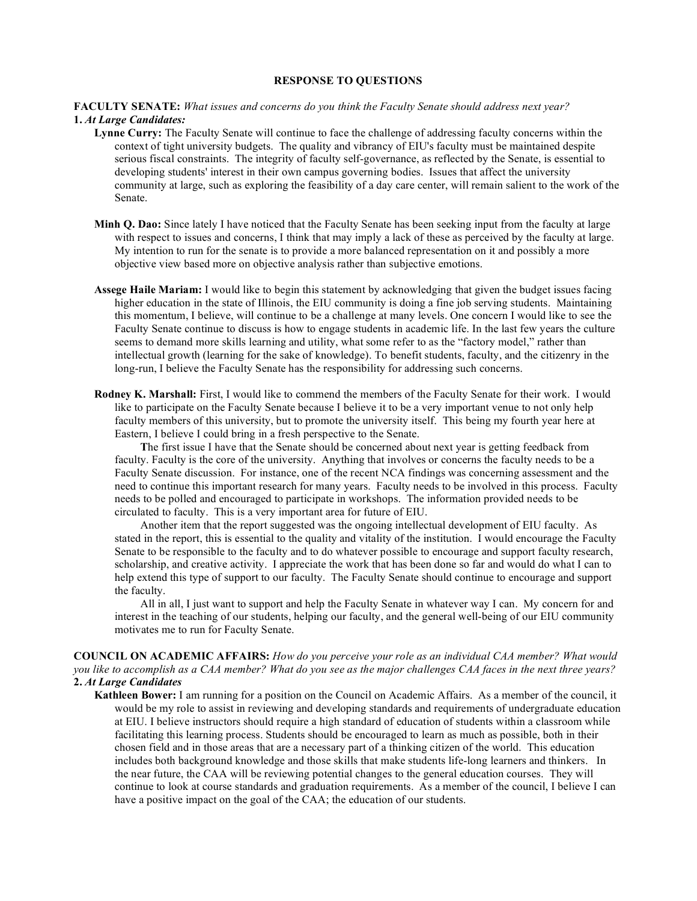## RESPONSE TO QUESTIONS

**FACULTY SENATE:** *What issues and concerns do you think the Faculty Senate should address next year?*

**1.** ***At Large Candidates:***

**Lynne Curry:** The Faculty Senate will continue to face the challenge of addressing faculty concerns within the context of tight university budgets. The quality and vibrancy of EIU's faculty must be maintained despite serious fiscal constraints. The integrity of faculty self-governance, as reflected by the Senate, is essential to developing students' interest in their own campus governing bodies. Issues that affect the university community at large, such as exploring the feasibility of a day care center, will remain salient to the work of the Senate.

**Minh Q. Dao:** Since lately I have noticed that the Faculty Senate has been seeking input from the faculty at large with respect to issues and concerns, I think that may imply a lack of these as perceived by the faculty at large. My intention to run for the senate is to provide a more balanced representation on it and possibly a more objective view based more on objective analysis rather than subjective emotions.

**Assege Haile Mariam:** I would like to begin this statement by acknowledging that given the budget issues facing higher education in the state of Illinois, the EIU community is doing a fine job serving students. Maintaining this momentum, I believe, will continue to be a challenge at many levels. One concern I would like to see the Faculty Senate continue to discuss is how to engage students in academic life. In the last few years the culture seems to demand more skills learning and utility, what some refer to as the "factory model," rather than intellectual growth (learning for the sake of knowledge). To benefit students, faculty, and the citizenry in the long-run, I believe the Faculty Senate has the responsibility for addressing such concerns.

**Rodney K. Marshall:** First, I would like to commend the members of the Faculty Senate for their work. I would like to participate on the Faculty Senate because I believe it to be a very important venue to not only help faculty members of this university, but to promote the university itself. This being my fourth year here at Eastern, I believe I could bring in a fresh perspective to the Senate.

**T**he first issue I have that the Senate should be concerned about next year is getting feedback from faculty. Faculty is the core of the university. Anything that involves or concerns the faculty needs to be a Faculty Senate discussion. For instance, one of the recent NCA findings was concerning assessment and the need to continue this important research for many years. Faculty needs to be involved in this process. Faculty needs to be polled and encouraged to participate in workshops. The information provided needs to be circulated to faculty. This is a very important area for future of EIU.

Another item that the report suggested was the ongoing intellectual development of EIU faculty. As stated in the report, this is essential to the quality and vitality of the institution. I would encourage the Faculty Senate to be responsible to the faculty and to do whatever possible to encourage and support faculty research, scholarship, and creative activity. I appreciate the work that has been done so far and would do what I can to help extend this type of support to our faculty. The Faculty Senate should continue to encourage and support the faculty.

All in all, I just want to support and help the Faculty Senate in whatever way I can. My concern for and interest in the teaching of our students, helping our faculty, and the general well-being of our EIU community motivates me to run for Faculty Senate.

**COUNCIL ON ACADEMIC AFFAIRS:** *How do you perceive your role as an individual CAA member? What would you like to accomplish as a CAA member? What do you see as the major challenges CAA faces in the next three years?*

**2.** ***At Large Candidates***

**Kathleen Bower:** I am running for a position on the Council on Academic Affairs. As a member of the council, it would be my role to assist in reviewing and developing standards and requirements of undergraduate education at EIU. I believe instructors should require a high standard of education of students within a classroom while facilitating this learning process. Students should be encouraged to learn as much as possible, both in their chosen field and in those areas that are a necessary part of a thinking citizen of the world. This education includes both background knowledge and those skills that make students life-long learners and thinkers. In the near future, the CAA will be reviewing potential changes to the general education courses. They will continue to look at course standards and graduation requirements. As a member of the council, I believe I can have a positive impact on the goal of the CAA; the education of our students.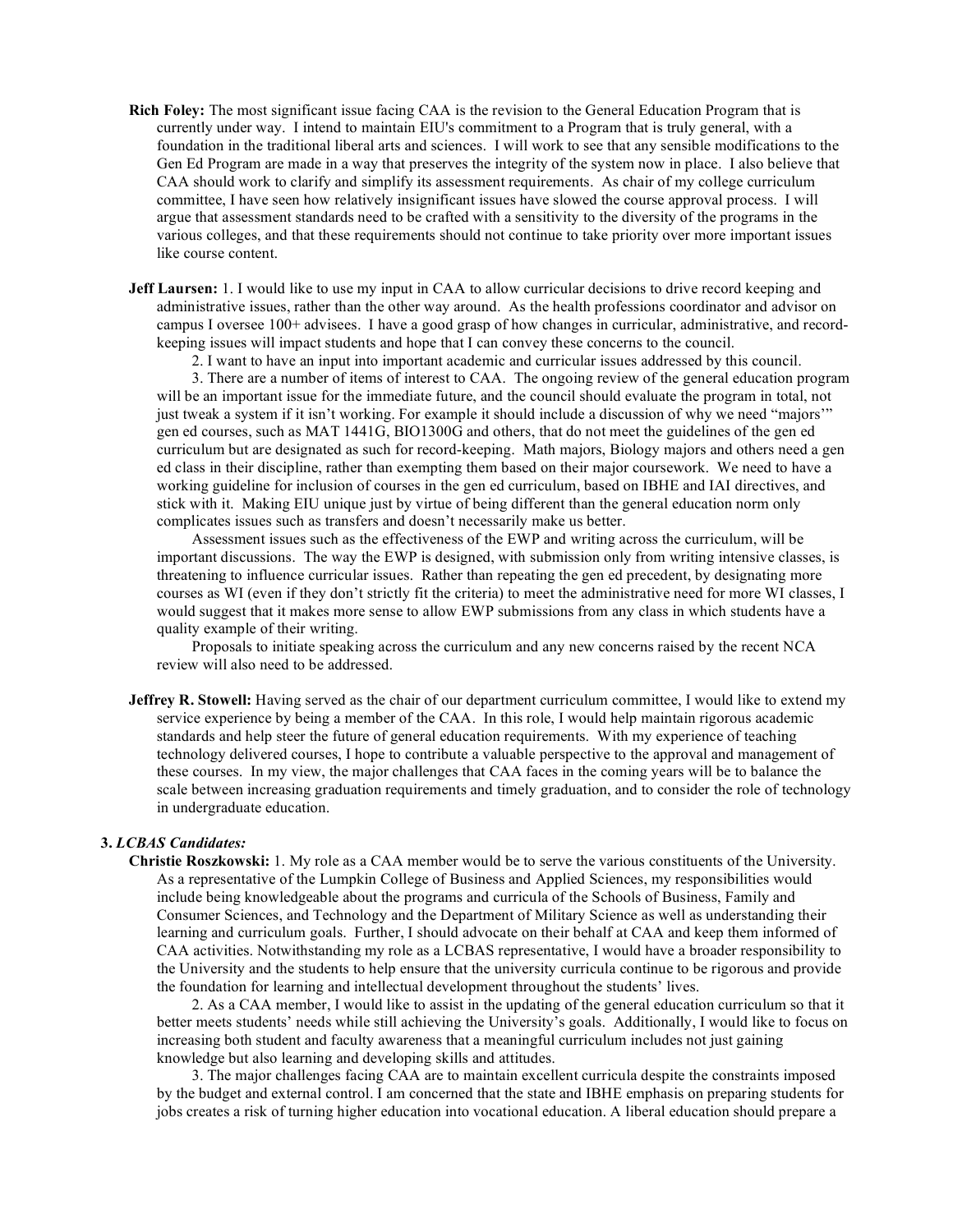**Rich Foley:** The most significant issue facing CAA is the revision to the General Education Program that is currently under way. I intend to maintain EIU's commitment to a Program that is truly general, with a foundation in the traditional liberal arts and sciences. I will work to see that any sensible modifications to the Gen Ed Program are made in a way that preserves the integrity of the system now in place. I also believe that CAA should work to clarify and simplify its assessment requirements. As chair of my college curriculum committee, I have seen how relatively insignificant issues have slowed the course approval process. I will argue that assessment standards need to be crafted with a sensitivity to the diversity of the programs in the various colleges, and that these requirements should not continue to take priority over more important issues like course content.

**Jeff Laursen:** 1. I would like to use my input in CAA to allow curricular decisions to drive record keeping and administrative issues, rather than the other way around. As the health professions coordinator and advisor on campus I oversee 100+ advisees. I have a good grasp of how changes in curricular, administrative, and record-keeping issues will impact students and hope that I can convey these concerns to the council.

2. I want to have an input into important academic and curricular issues addressed by this council.

3. There are a number of items of interest to CAA. The ongoing review of the general education program will be an important issue for the immediate future, and the council should evaluate the program in total, not just tweak a system if it isn't working. For example it should include a discussion of why we need "majors'" gen ed courses, such as MAT 1441G, BIO1300G and others, that do not meet the guidelines of the gen ed curriculum but are designated as such for record-keeping. Math majors, Biology majors and others need a gen ed class in their discipline, rather than exempting them based on their major coursework. We need to have a working guideline for inclusion of courses in the gen ed curriculum, based on IBHE and IAI directives, and stick with it. Making EIU unique just by virtue of being different than the general education norm only complicates issues such as transfers and doesn't necessarily make us better.

Assessment issues such as the effectiveness of the EWP and writing across the curriculum, will be important discussions. The way the EWP is designed, with submission only from writing intensive classes, is threatening to influence curricular issues. Rather than repeating the gen ed precedent, by designating more courses as WI (even if they don't strictly fit the criteria) to meet the administrative need for more WI classes, I would suggest that it makes more sense to allow EWP submissions from any class in which students have a quality example of their writing.

Proposals to initiate speaking across the curriculum and any new concerns raised by the recent NCA review will also need to be addressed.

**Jeffrey R. Stowell:** Having served as the chair of our department curriculum committee, I would like to extend my service experience by being a member of the CAA. In this role, I would help maintain rigorous academic standards and help steer the future of general education requirements. With my experience of teaching technology delivered courses, I hope to contribute a valuable perspective to the approval and management of these courses. In my view, the major challenges that CAA faces in the coming years will be to balance the scale between increasing graduation requirements and timely graduation, and to consider the role of technology in undergraduate education.

**3.** ***LCBAS Candidates:***

**Christie Roszkowski:** 1. My role as a CAA member would be to serve the various constituents of the University. As a representative of the Lumpkin College of Business and Applied Sciences, my responsibilities would include being knowledgeable about the programs and curricula of the Schools of Business, Family and Consumer Sciences, and Technology and the Department of Military Science as well as understanding their learning and curriculum goals. Further, I should advocate on their behalf at CAA and keep them informed of CAA activities. Notwithstanding my role as a LCBAS representative, I would have a broader responsibility to the University and the students to help ensure that the university curricula continue to be rigorous and provide the foundation for learning and intellectual development throughout the students' lives.

2. As a CAA member, I would like to assist in the updating of the general education curriculum so that it better meets students' needs while still achieving the University's goals. Additionally, I would like to focus on increasing both student and faculty awareness that a meaningful curriculum includes not just gaining knowledge but also learning and developing skills and attitudes.

3. The major challenges facing CAA are to maintain excellent curricula despite the constraints imposed by the budget and external control. I am concerned that the state and IBHE emphasis on preparing students for jobs creates a risk of turning higher education into vocational education. A liberal education should prepare a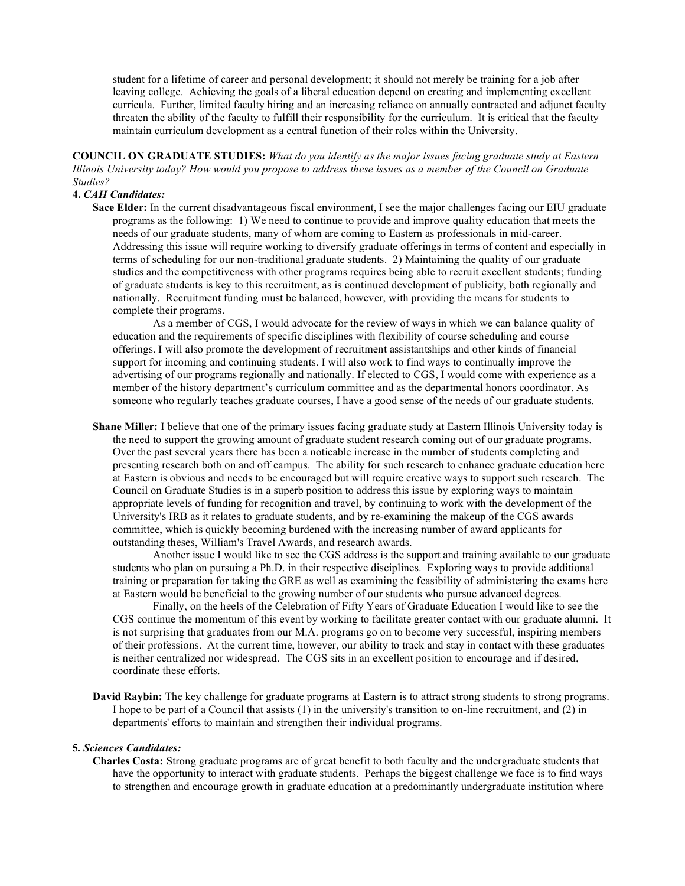student for a lifetime of career and personal development; it should not merely be training for a job after leaving college. Achieving the goals of a liberal education depend on creating and implementing excellent curricula. Further, limited faculty hiring and an increasing reliance on annually contracted and adjunct faculty threaten the ability of the faculty to fulfill their responsibility for the curriculum. It is critical that the faculty maintain curriculum development as a central function of their roles within the University.

**COUNCIL ON GRADUATE STUDIES:** *What do you identify as the major issues facing graduate study at Eastern Illinois University today? How would you propose to address these issues as a member of the Council on Graduate Studies?*

**4.** ***CAH Candidates:***

**Sace Elder:** In the current disadvantageous fiscal environment, I see the major challenges facing our EIU graduate programs as the following: 1) We need to continue to provide and improve quality education that meets the needs of our graduate students, many of whom are coming to Eastern as professionals in mid-career. Addressing this issue will require working to diversify graduate offerings in terms of content and especially in terms of scheduling for our non-traditional graduate students. 2) Maintaining the quality of our graduate studies and the competitiveness with other programs requires being able to recruit excellent students; funding of graduate students is key to this recruitment, as is continued development of publicity, both regionally and nationally. Recruitment funding must be balanced, however, with providing the means for students to complete their programs.

As a member of CGS, I would advocate for the review of ways in which we can balance quality of education and the requirements of specific disciplines with flexibility of course scheduling and course offerings. I will also promote the development of recruitment assistantships and other kinds of financial support for incoming and continuing students. I will also work to find ways to continually improve the advertising of our programs regionally and nationally. If elected to CGS, I would come with experience as a member of the history department's curriculum committee and as the departmental honors coordinator. As someone who regularly teaches graduate courses, I have a good sense of the needs of our graduate students.

**Shane Miller:** I believe that one of the primary issues facing graduate study at Eastern Illinois University today is the need to support the growing amount of graduate student research coming out of our graduate programs. Over the past several years there has been a noticable increase in the number of students completing and presenting research both on and off campus. The ability for such research to enhance graduate education here at Eastern is obvious and needs to be encouraged but will require creative ways to support such research. The Council on Graduate Studies is in a superb position to address this issue by exploring ways to maintain appropriate levels of funding for recognition and travel, by continuing to work with the development of the University's IRB as it relates to graduate students, and by re-examining the makeup of the CGS awards committee, which is quickly becoming burdened with the increasing number of award applicants for outstanding theses, William's Travel Awards, and research awards.

Another issue I would like to see the CGS address is the support and training available to our graduate students who plan on pursuing a Ph.D. in their respective disciplines. Exploring ways to provide additional training or preparation for taking the GRE as well as examining the feasibility of administering the exams here at Eastern would be beneficial to the growing number of our students who pursue advanced degrees.

Finally, on the heels of the Celebration of Fifty Years of Graduate Education I would like to see the CGS continue the momentum of this event by working to facilitate greater contact with our graduate alumni. It is not surprising that graduates from our M.A. programs go on to become very successful, inspiring members of their professions. At the current time, however, our ability to track and stay in contact with these graduates is neither centralized nor widespread. The CGS sits in an excellent position to encourage and if desired, coordinate these efforts.

**David Raybin:** The key challenge for graduate programs at Eastern is to attract strong students to strong programs. I hope to be part of a Council that assists (1) in the university's transition to on-line recruitment, and (2) in departments' efforts to maintain and strengthen their individual programs.

**5.** ***Sciences Candidates:***

**Charles Costa:** Strong graduate programs are of great benefit to both faculty and the undergraduate students that have the opportunity to interact with graduate students. Perhaps the biggest challenge we face is to find ways to strengthen and encourage growth in graduate education at a predominantly undergraduate institution where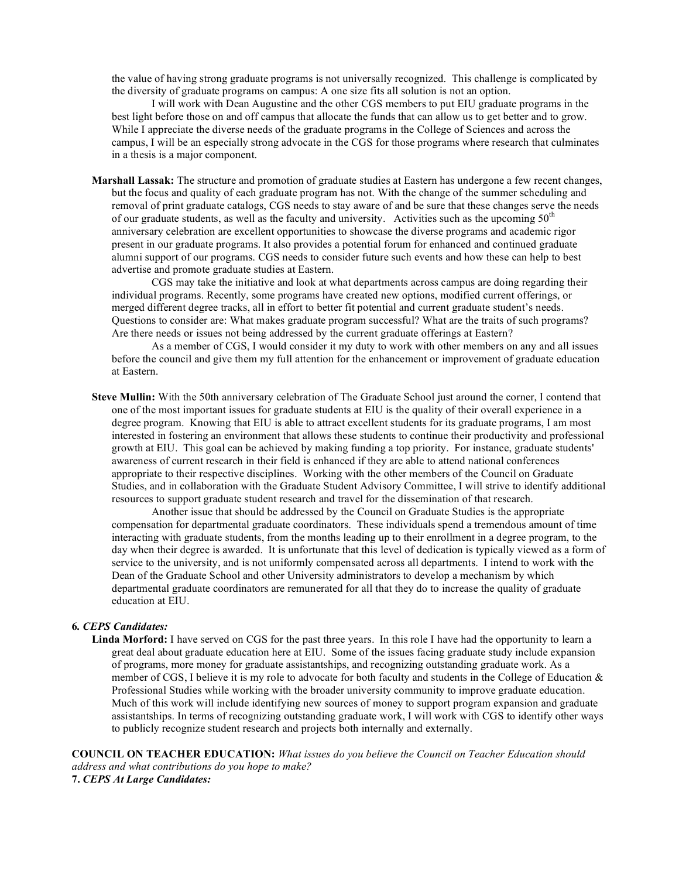the value of having strong graduate programs is not universally recognized. This challenge is complicated by the diversity of graduate programs on campus: A one size fits all solution is not an option.

I will work with Dean Augustine and the other CGS members to put EIU graduate programs in the best light before those on and off campus that allocate the funds that can allow us to get better and to grow. While I appreciate the diverse needs of the graduate programs in the College of Sciences and across the campus, I will be an especially strong advocate in the CGS for those programs where research that culminates in a thesis is a major component.

**Marshall Lassak:** The structure and promotion of graduate studies at Eastern has undergone a few recent changes, but the focus and quality of each graduate program has not. With the change of the summer scheduling and removal of print graduate catalogs, CGS needs to stay aware of and be sure that these changes serve the needs of our graduate students, as well as the faculty and university. Activities such as the upcoming 50th anniversary celebration are excellent opportunities to showcase the diverse programs and academic rigor present in our graduate programs. It also provides a potential forum for enhanced and continued graduate alumni support of our programs. CGS needs to consider future such events and how these can help to best advertise and promote graduate studies at Eastern.

CGS may take the initiative and look at what departments across campus are doing regarding their individual programs. Recently, some programs have created new options, modified current offerings, or merged different degree tracks, all in effort to better fit potential and current graduate student's needs. Questions to consider are: What makes graduate program successful? What are the traits of such programs? Are there needs or issues not being addressed by the current graduate offerings at Eastern?

As a member of CGS, I would consider it my duty to work with other members on any and all issues before the council and give them my full attention for the enhancement or improvement of graduate education at Eastern.

**Steve Mullin:** With the 50th anniversary celebration of The Graduate School just around the corner, I contend that one of the most important issues for graduate students at EIU is the quality of their overall experience in a degree program. Knowing that EIU is able to attract excellent students for its graduate programs, I am most interested in fostering an environment that allows these students to continue their productivity and professional growth at EIU. This goal can be achieved by making funding a top priority. For instance, graduate students' awareness of current research in their field is enhanced if they are able to attend national conferences appropriate to their respective disciplines. Working with the other members of the Council on Graduate Studies, and in collaboration with the Graduate Student Advisory Committee, I will strive to identify additional resources to support graduate student research and travel for the dissemination of that research.

Another issue that should be addressed by the Council on Graduate Studies is the appropriate compensation for departmental graduate coordinators. These individuals spend a tremendous amount of time interacting with graduate students, from the months leading up to their enrollment in a degree program, to the day when their degree is awarded. It is unfortunate that this level of dedication is typically viewed as a form of service to the university, and is not uniformly compensated across all departments. I intend to work with the Dean of the Graduate School and other University administrators to develop a mechanism by which departmental graduate coordinators are remunerated for all that they do to increase the quality of graduate education at EIU.

**6.** ***CEPS Candidates:***

**Linda Morford:** I have served on CGS for the past three years. In this role I have had the opportunity to learn a great deal about graduate education here at EIU. Some of the issues facing graduate study include expansion of programs, more money for graduate assistantships, and recognizing outstanding graduate work. As a member of CGS, I believe it is my role to advocate for both faculty and students in the College of Education & Professional Studies while working with the broader university community to improve graduate education. Much of this work will include identifying new sources of money to support program expansion and graduate assistantships. In terms of recognizing outstanding graduate work, I will work with CGS to identify other ways to publicly recognize student research and projects both internally and externally.

**COUNCIL ON TEACHER EDUCATION:** *What issues do you believe the Council on Teacher Education should address and what contributions do you hope to make?*

**7.** ***CEPS At Large Candidates:***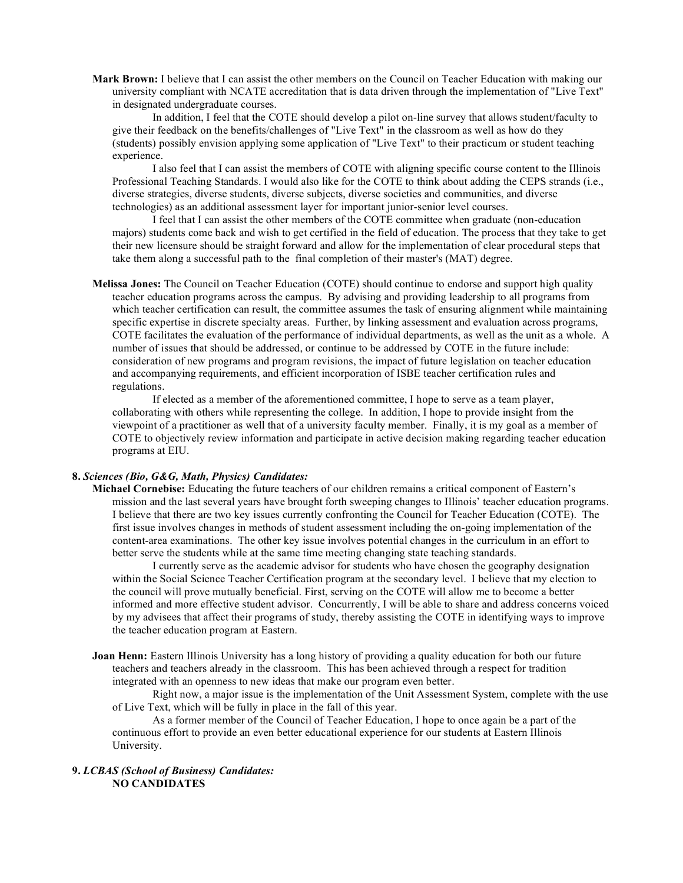**Mark Brown:** I believe that I can assist the other members on the Council on Teacher Education with making our university compliant with NCATE accreditation that is data driven through the implementation of "Live Text" in designated undergraduate courses.

In addition, I feel that the COTE should develop a pilot on-line survey that allows student/faculty to give their feedback on the benefits/challenges of "Live Text" in the classroom as well as how do they (students) possibly envision applying some application of "Live Text" to their practicum or student teaching experience.

I also feel that I can assist the members of COTE with aligning specific course content to the Illinois Professional Teaching Standards. I would also like for the COTE to think about adding the CEPS strands (i.e., diverse strategies, diverse students, diverse subjects, diverse societies and communities, and diverse technologies) as an additional assessment layer for important junior-senior level courses.

I feel that I can assist the other members of the COTE committee when graduate (non-education majors) students come back and wish to get certified in the field of education. The process that they take to get their new licensure should be straight forward and allow for the implementation of clear procedural steps that take them along a successful path to the final completion of their master's (MAT) degree.

**Melissa Jones:** The Council on Teacher Education (COTE) should continue to endorse and support high quality teacher education programs across the campus. By advising and providing leadership to all programs from which teacher certification can result, the committee assumes the task of ensuring alignment while maintaining specific expertise in discrete specialty areas. Further, by linking assessment and evaluation across programs, COTE facilitates the evaluation of the performance of individual departments, as well as the unit as a whole. A number of issues that should be addressed, or continue to be addressed by COTE in the future include: consideration of new programs and program revisions, the impact of future legislation on teacher education and accompanying requirements, and efficient incorporation of ISBE teacher certification rules and regulations.

If elected as a member of the aforementioned committee, I hope to serve as a team player, collaborating with others while representing the college. In addition, I hope to provide insight from the viewpoint of a practitioner as well that of a university faculty member. Finally, it is my goal as a member of COTE to objectively review information and participate in active decision making regarding teacher education programs at EIU.

**8.** ***Sciences (Bio, G&G, Math, Physics) Candidates:***

**Michael Cornebise:** Educating the future teachers of our children remains a critical component of Eastern's mission and the last several years have brought forth sweeping changes to Illinois' teacher education programs. I believe that there are two key issues currently confronting the Council for Teacher Education (COTE). The first issue involves changes in methods of student assessment including the on-going implementation of the content-area examinations. The other key issue involves potential changes in the curriculum in an effort to better serve the students while at the same time meeting changing state teaching standards.

I currently serve as the academic advisor for students who have chosen the geography designation within the Social Science Teacher Certification program at the secondary level. I believe that my election to the council will prove mutually beneficial. First, serving on the COTE will allow me to become a better informed and more effective student advisor. Concurrently, I will be able to share and address concerns voiced by my advisees that affect their programs of study, thereby assisting the COTE in identifying ways to improve the teacher education program at Eastern.

**Joan Henn:** Eastern Illinois University has a long history of providing a quality education for both our future teachers and teachers already in the classroom. This has been achieved through a respect for tradition integrated with an openness to new ideas that make our program even better.

Right now, a major issue is the implementation of the Unit Assessment System, complete with the use of Live Text, which will be fully in place in the fall of this year.

As a former member of the Council of Teacher Education, I hope to once again be a part of the continuous effort to provide an even better educational experience for our students at Eastern Illinois University.

**9.** ***LCBAS (School of Business) Candidates:***

**NO CANDIDATES**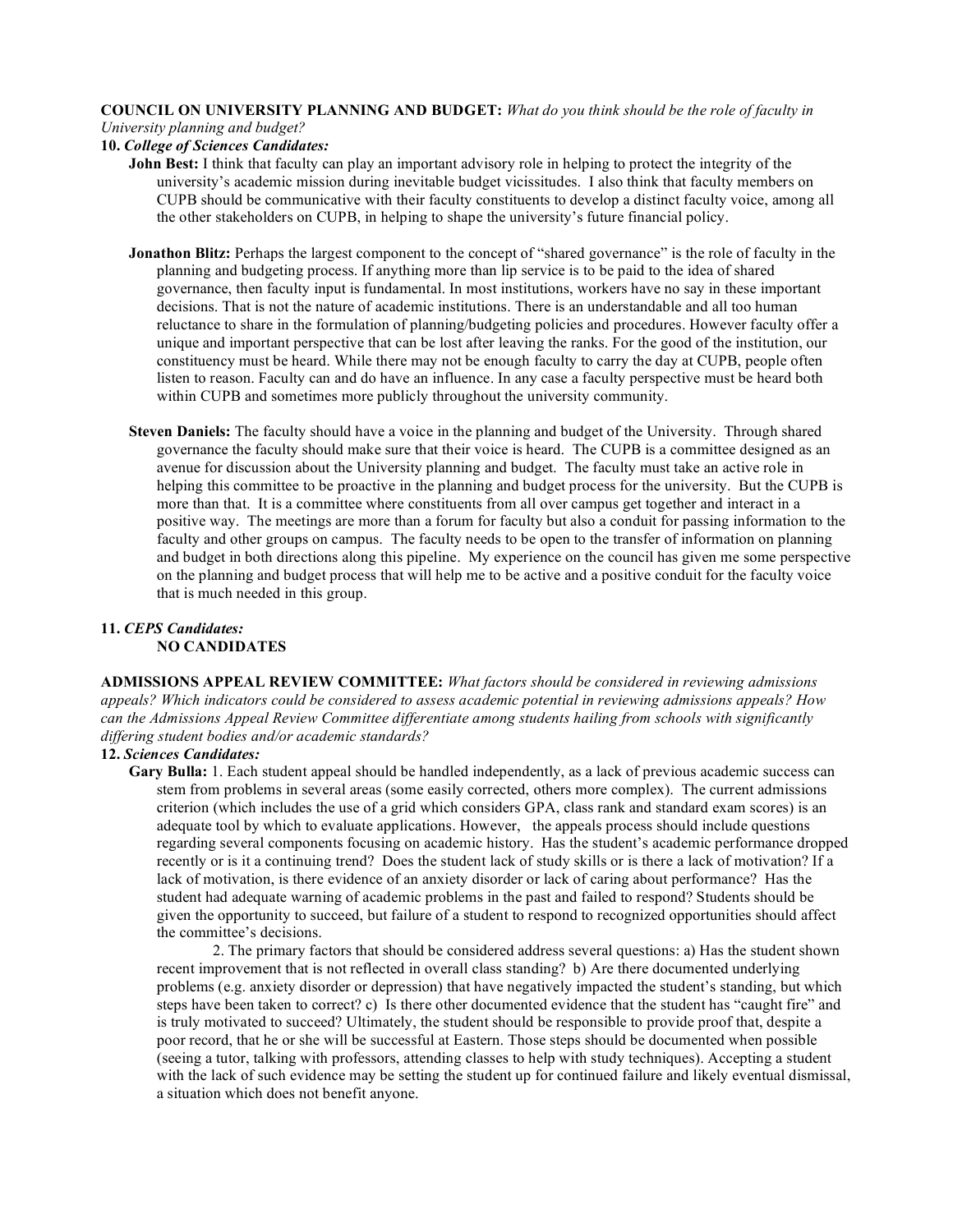**COUNCIL ON UNIVERSITY PLANNING AND BUDGET:** *What do you think should be the role of faculty in University planning and budget?*

**10.** ***College of Sciences Candidates:***

**John Best:** I think that faculty can play an important advisory role in helping to protect the integrity of the university's academic mission during inevitable budget vicissitudes. I also think that faculty members on CUPB should be communicative with their faculty constituents to develop a distinct faculty voice, among all the other stakeholders on CUPB, in helping to shape the university's future financial policy.

**Jonathon Blitz:** Perhaps the largest component to the concept of "shared governance" is the role of faculty in the planning and budgeting process. If anything more than lip service is to be paid to the idea of shared governance, then faculty input is fundamental. In most institutions, workers have no say in these important decisions. That is not the nature of academic institutions. There is an understandable and all too human reluctance to share in the formulation of planning/budgeting policies and procedures. However faculty offer a unique and important perspective that can be lost after leaving the ranks. For the good of the institution, our constituency must be heard. While there may not be enough faculty to carry the day at CUPB, people often listen to reason. Faculty can and do have an influence. In any case a faculty perspective must be heard both within CUPB and sometimes more publicly throughout the university community.

**Steven Daniels:** The faculty should have a voice in the planning and budget of the University. Through shared governance the faculty should make sure that their voice is heard. The CUPB is a committee designed as an avenue for discussion about the University planning and budget. The faculty must take an active role in helping this committee to be proactive in the planning and budget process for the university. But the CUPB is more than that. It is a committee where constituents from all over campus get together and interact in a positive way. The meetings are more than a forum for faculty but also a conduit for passing information to the faculty and other groups on campus. The faculty needs to be open to the transfer of information on planning and budget in both directions along this pipeline. My experience on the council has given me some perspective on the planning and budget process that will help me to be active and a positive conduit for the faculty voice that is much needed in this group.

**11.** ***CEPS Candidates:***

**NO CANDIDATES**

**ADMISSIONS APPEAL REVIEW COMMITTEE:** *What factors should be considered in reviewing admissions appeals? Which indicators could be considered to assess academic potential in reviewing admissions appeals? How can the Admissions Appeal Review Committee differentiate among students hailing from schools with significantly differing student bodies and/or academic standards?*

**12.** ***Sciences Candidates:***

**Gary Bulla:** 1. Each student appeal should be handled independently, as a lack of previous academic success can stem from problems in several areas (some easily corrected, others more complex). The current admissions criterion (which includes the use of a grid which considers GPA, class rank and standard exam scores) is an adequate tool by which to evaluate applications. However, the appeals process should include questions regarding several components focusing on academic history. Has the student's academic performance dropped recently or is it a continuing trend? Does the student lack of study skills or is there a lack of motivation? If a lack of motivation, is there evidence of an anxiety disorder or lack of caring about performance? Has the student had adequate warning of academic problems in the past and failed to respond? Students should be given the opportunity to succeed, but failure of a student to respond to recognized opportunities should affect the committee's decisions.

2. The primary factors that should be considered address several questions: a) Has the student shown recent improvement that is not reflected in overall class standing? b) Are there documented underlying problems (e.g. anxiety disorder or depression) that have negatively impacted the student's standing, but which steps have been taken to correct? c) Is there other documented evidence that the student has "caught fire" and is truly motivated to succeed? Ultimately, the student should be responsible to provide proof that, despite a poor record, that he or she will be successful at Eastern. Those steps should be documented when possible (seeing a tutor, talking with professors, attending classes to help with study techniques). Accepting a student with the lack of such evidence may be setting the student up for continued failure and likely eventual dismissal, a situation which does not benefit anyone.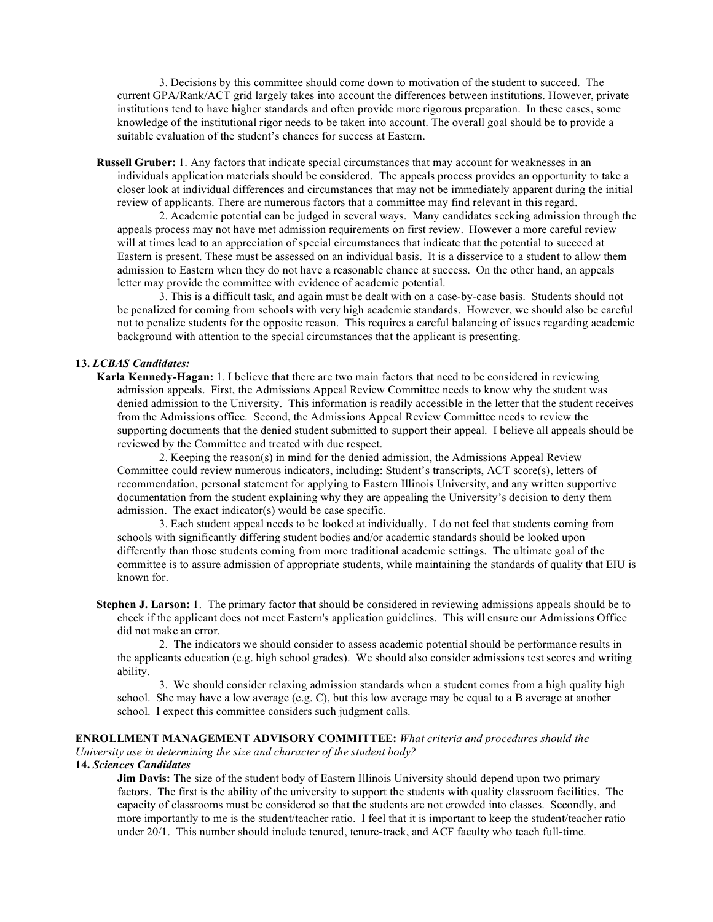3. Decisions by this committee should come down to motivation of the student to succeed. The current GPA/Rank/ACT grid largely takes into account the differences between institutions. However, private institutions tend to have higher standards and often provide more rigorous preparation. In these cases, some knowledge of the institutional rigor needs to be taken into account. The overall goal should be to provide a suitable evaluation of the student's chances for success at Eastern.

**Russell Gruber:** 1. Any factors that indicate special circumstances that may account for weaknesses in an individuals application materials should be considered. The appeals process provides an opportunity to take a closer look at individual differences and circumstances that may not be immediately apparent during the initial review of applicants. There are numerous factors that a committee may find relevant in this regard.

2. Academic potential can be judged in several ways. Many candidates seeking admission through the appeals process may not have met admission requirements on first review. However a more careful review will at times lead to an appreciation of special circumstances that indicate that the potential to succeed at Eastern is present. These must be assessed on an individual basis. It is a disservice to a student to allow them admission to Eastern when they do not have a reasonable chance at success. On the other hand, an appeals letter may provide the committee with evidence of academic potential.

3. This is a difficult task, and again must be dealt with on a case-by-case basis. Students should not be penalized for coming from schools with very high academic standards. However, we should also be careful not to penalize students for the opposite reason. This requires a careful balancing of issues regarding academic background with attention to the special circumstances that the applicant is presenting.

**13.** ***LCBAS Candidates:***

**Karla Kennedy-Hagan:** 1. I believe that there are two main factors that need to be considered in reviewing admission appeals. First, the Admissions Appeal Review Committee needs to know why the student was denied admission to the University. This information is readily accessible in the letter that the student receives from the Admissions office. Second, the Admissions Appeal Review Committee needs to review the supporting documents that the denied student submitted to support their appeal. I believe all appeals should be reviewed by the Committee and treated with due respect.

2. Keeping the reason(s) in mind for the denied admission, the Admissions Appeal Review Committee could review numerous indicators, including: Student's transcripts, ACT score(s), letters of recommendation, personal statement for applying to Eastern Illinois University, and any written supportive documentation from the student explaining why they are appealing the University's decision to deny them admission. The exact indicator(s) would be case specific.

3. Each student appeal needs to be looked at individually. I do not feel that students coming from schools with significantly differing student bodies and/or academic standards should be looked upon differently than those students coming from more traditional academic settings. The ultimate goal of the committee is to assure admission of appropriate students, while maintaining the standards of quality that EIU is known for.

**Stephen J. Larson:** 1. The primary factor that should be considered in reviewing admissions appeals should be to check if the applicant does not meet Eastern's application guidelines. This will ensure our Admissions Office did not make an error.

2. The indicators we should consider to assess academic potential should be performance results in the applicants education (e.g. high school grades). We should also consider admissions test scores and writing ability.

3. We should consider relaxing admission standards when a student comes from a high quality high school. She may have a low average (e.g. C), but this low average may be equal to a B average at another school. I expect this committee considers such judgment calls.

**ENROLLMENT MANAGEMENT ADVISORY COMMITTEE:** *What criteria and procedures should the University use in determining the size and character of the student body?*

**14.** ***Sciences Candidates***

**Jim Davis:** The size of the student body of Eastern Illinois University should depend upon two primary factors. The first is the ability of the university to support the students with quality classroom facilities. The capacity of classrooms must be considered so that the students are not crowded into classes. Secondly, and more importantly to me is the student/teacher ratio. I feel that it is important to keep the student/teacher ratio under 20/1. This number should include tenured, tenure-track, and ACF faculty who teach full-time.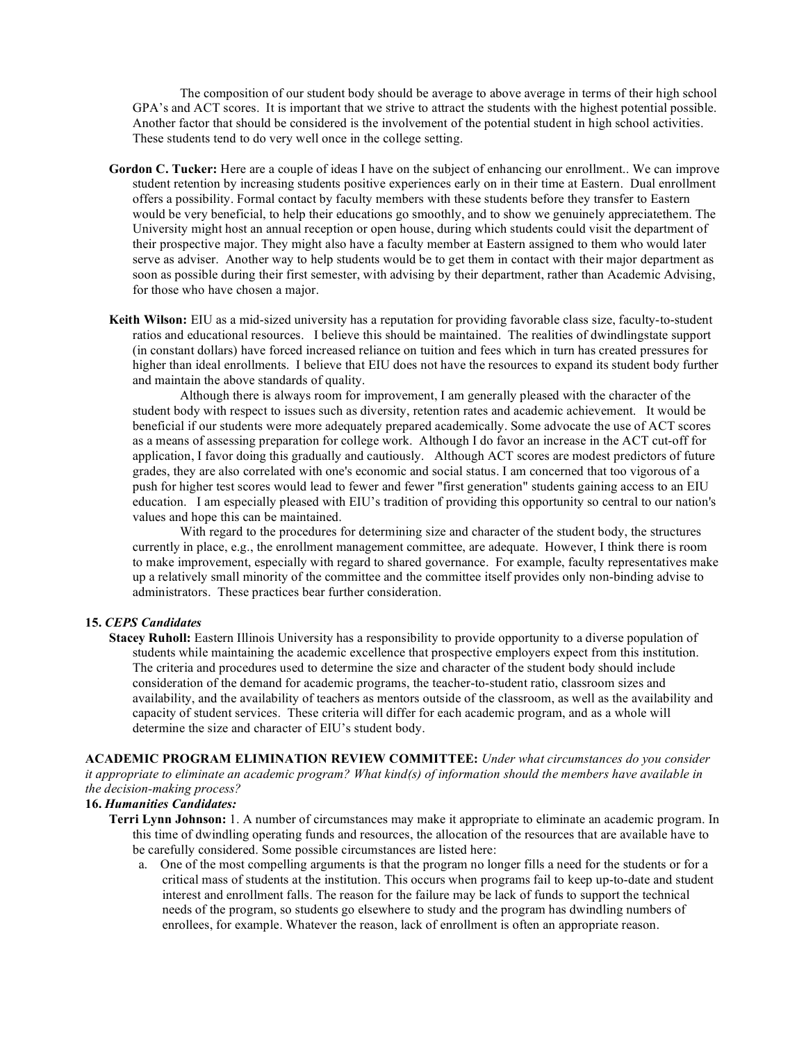The composition of our student body should be average to above average in terms of their high school GPA's and ACT scores. It is important that we strive to attract the students with the highest potential possible. Another factor that should be considered is the involvement of the potential student in high school activities. These students tend to do very well once in the college setting.

**Gordon C. Tucker:** Here are a couple of ideas I have on the subject of enhancing our enrollment.. We can improve student retention by increasing students positive experiences early on in their time at Eastern. Dual enrollment offers a possibility. Formal contact by faculty members with these students before they transfer to Eastern would be very beneficial, to help their educations go smoothly, and to show we genuinely appreciatethem. The University might host an annual reception or open house, during which students could visit the department of their prospective major. They might also have a faculty member at Eastern assigned to them who would later serve as adviser. Another way to help students would be to get them in contact with their major department as soon as possible during their first semester, with advising by their department, rather than Academic Advising, for those who have chosen a major.

**Keith Wilson:** EIU as a mid-sized university has a reputation for providing favorable class size, faculty-to-student ratios and educational resources. I believe this should be maintained. The realities of dwindlingstate support (in constant dollars) have forced increased reliance on tuition and fees which in turn has created pressures for higher than ideal enrollments. I believe that EIU does not have the resources to expand its student body further and maintain the above standards of quality.

Although there is always room for improvement, I am generally pleased with the character of the student body with respect to issues such as diversity, retention rates and academic achievement. It would be beneficial if our students were more adequately prepared academically. Some advocate the use of ACT scores as a means of assessing preparation for college work. Although I do favor an increase in the ACT cut-off for application, I favor doing this gradually and cautiously. Although ACT scores are modest predictors of future grades, they are also correlated with one's economic and social status. I am concerned that too vigorous of a push for higher test scores would lead to fewer and fewer "first generation" students gaining access to an EIU education. I am especially pleased with EIU's tradition of providing this opportunity so central to our nation's values and hope this can be maintained.

With regard to the procedures for determining size and character of the student body, the structures currently in place, e.g., the enrollment management committee, are adequate. However, I think there is room to make improvement, especially with regard to shared governance. For example, faculty representatives make up a relatively small minority of the committee and the committee itself provides only non-binding advise to administrators. These practices bear further consideration.

**15.** ***CEPS Candidates***

**Stacey Ruholl:** Eastern Illinois University has a responsibility to provide opportunity to a diverse population of students while maintaining the academic excellence that prospective employers expect from this institution. The criteria and procedures used to determine the size and character of the student body should include consideration of the demand for academic programs, the teacher-to-student ratio, classroom sizes and availability, and the availability of teachers as mentors outside of the classroom, as well as the availability and capacity of student services. These criteria will differ for each academic program, and as a whole will determine the size and character of EIU's student body.

**ACADEMIC PROGRAM ELIMINATION REVIEW COMMITTEE:** *Under what circumstances do you consider it appropriate to eliminate an academic program? What kind(s) of information should the members have available in the decision-making process?*

**16.** ***Humanities Candidates:***

**Terri Lynn Johnson:** 1. A number of circumstances may make it appropriate to eliminate an academic program. In this time of dwindling operating funds and resources, the allocation of the resources that are available have to be carefully considered. Some possible circumstances are listed here:

a. One of the most compelling arguments is that the program no longer fills a need for the students or for a critical mass of students at the institution. This occurs when programs fail to keep up-to-date and student interest and enrollment falls. The reason for the failure may be lack of funds to support the technical needs of the program, so students go elsewhere to study and the program has dwindling numbers of enrollees, for example. Whatever the reason, lack of enrollment is often an appropriate reason.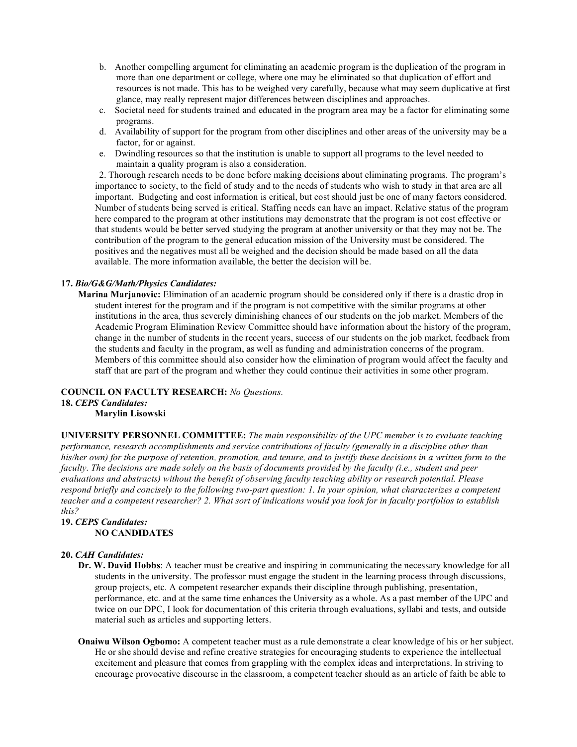b. Another compelling argument for eliminating an academic program is the duplication of the program in more than one department or college, where one may be eliminated so that duplication of effort and resources is not made. This has to be weighed very carefully, because what may seem duplicative at first glance, may really represent major differences between disciplines and approaches.

c. Societal need for students trained and educated in the program area may be a factor for eliminating some programs.

d. Availability of support for the program from other disciplines and other areas of the university may be a factor, for or against.

e. Dwindling resources so that the institution is unable to support all programs to the level needed to maintain a quality program is also a consideration.

2. Thorough research needs to be done before making decisions about eliminating programs. The program's importance to society, to the field of study and to the needs of students who wish to study in that area are all important. Budgeting and cost information is critical, but cost should just be one of many factors considered. Number of students being served is critical. Staffing needs can have an impact. Relative status of the program here compared to the program at other institutions may demonstrate that the program is not cost effective or that students would be better served studying the program at another university or that they may not be. The contribution of the program to the general education mission of the University must be considered. The positives and the negatives must all be weighed and the decision should be made based on all the data available. The more information available, the better the decision will be.

**17.** ***Bio/G&G/Math/Physics Candidates:***

**Marina Marjanovic:** Elimination of an academic program should be considered only if there is a drastic drop in student interest for the program and if the program is not competitive with the similar programs at other institutions in the area, thus severely diminishing chances of our students on the job market. Members of the Academic Program Elimination Review Committee should have information about the history of the program, change in the number of students in the recent years, success of our students on the job market, feedback from the students and faculty in the program, as well as funding and administration concerns of the program. Members of this committee should also consider how the elimination of program would affect the faculty and staff that are part of the program and whether they could continue their activities in some other program.

**COUNCIL ON FACULTY RESEARCH:** *No Questions.*

**18.** ***CEPS Candidates:***

**Marylin Lisowski**

**UNIVERSITY PERSONNEL COMMITTEE:** *The main responsibility of the UPC member is to evaluate teaching performance, research accomplishments and service contributions of faculty (generally in a discipline other than his/her own) for the purpose of retention, promotion, and tenure, and to justify these decisions in a written form to the faculty. The decisions are made solely on the basis of documents provided by the faculty (i.e., student and peer evaluations and abstracts) without the benefit of observing faculty teaching ability or research potential. Please respond briefly and concisely to the following two-part question: 1. In your opinion, what characterizes a competent teacher and a competent researcher? 2. What sort of indications would you look for in faculty portfolios to establish this?*

**19.** ***CEPS Candidates:***

**NO CANDIDATES**

**20.** ***CAH Candidates:***

**Dr. W. David Hobbs**: A teacher must be creative and inspiring in communicating the necessary knowledge for all students in the university. The professor must engage the student in the learning process through discussions, group projects, etc. A competent researcher expands their discipline through publishing, presentation, performance, etc. and at the same time enhances the University as a whole. As a past member of the UPC and twice on our DPC, I look for documentation of this criteria through evaluations, syllabi and tests, and outside material such as articles and supporting letters.

**Onaiwu Wilson Ogbomo:** A competent teacher must as a rule demonstrate a clear knowledge of his or her subject. He or she should devise and refine creative strategies for encouraging students to experience the intellectual excitement and pleasure that comes from grappling with the complex ideas and interpretations. In striving to encourage provocative discourse in the classroom, a competent teacher should as an article of faith be able to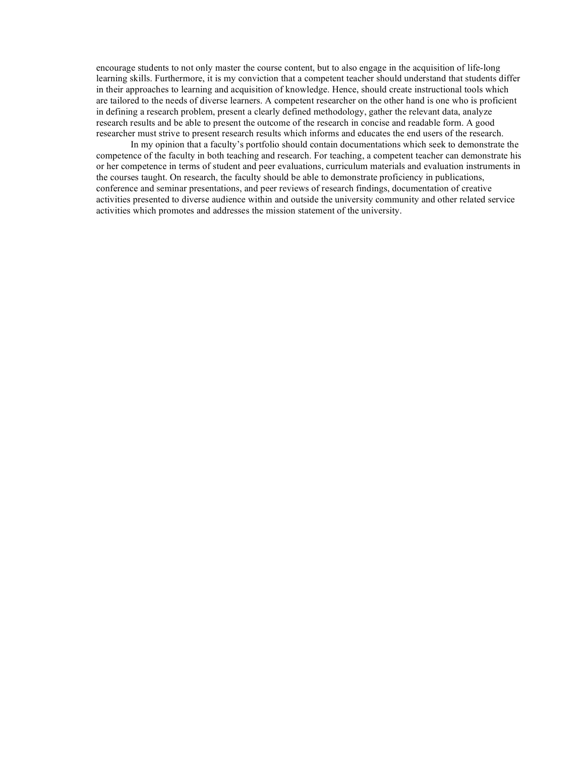encourage students to not only master the course content, but to also engage in the acquisition of life-long learning skills. Furthermore, it is my conviction that a competent teacher should understand that students differ in their approaches to learning and acquisition of knowledge. Hence, should create instructional tools which are tailored to the needs of diverse learners. A competent researcher on the other hand is one who is proficient in defining a research problem, present a clearly defined methodology, gather the relevant data, analyze research results and be able to present the outcome of the research in concise and readable form. A good researcher must strive to present research results which informs and educates the end users of the research.

In my opinion that a faculty's portfolio should contain documentations which seek to demonstrate the competence of the faculty in both teaching and research. For teaching, a competent teacher can demonstrate his or her competence in terms of student and peer evaluations, curriculum materials and evaluation instruments in the courses taught. On research, the faculty should be able to demonstrate proficiency in publications, conference and seminar presentations, and peer reviews of research findings, documentation of creative activities presented to diverse audience within and outside the university community and other related service activities which promotes and addresses the mission statement of the university.